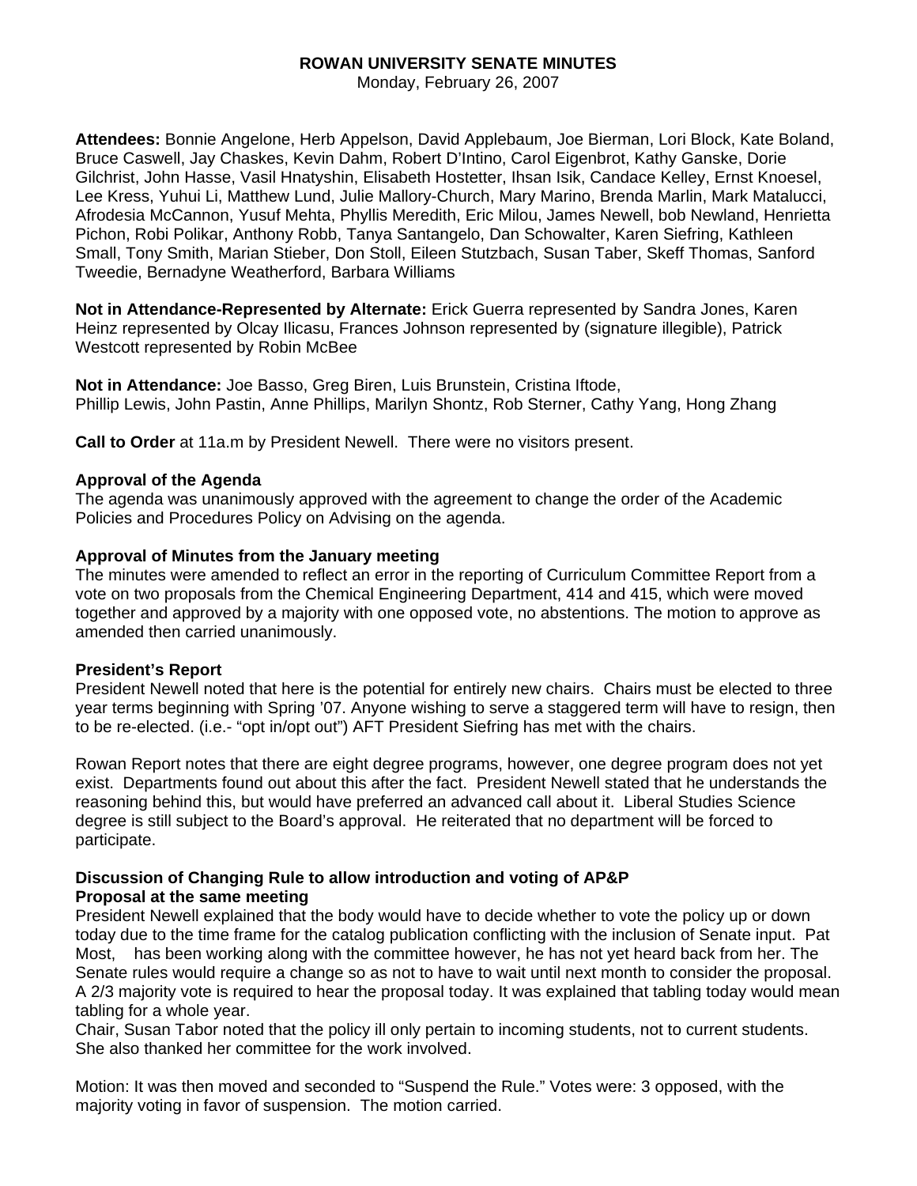# ROWAN UNIVERSITY SENATE MINUTES

Monday, February 26, 2007

**Attendees:** Bonnie Angelone, Herb Appelson, David Applebaum, Joe Bierman, Lori Block, Kate Boland, Bruce Caswell, Jay Chaskes, Kevin Dahm, Robert D'Intino, Carol Eigenbrot, Kathy Ganske, Dorie Gilchrist, John Hasse, Vasil Hnatyshin, Elisabeth Hostetter, Ihsan Isik, Candace Kelley, Ernst Knoesel, Lee Kress, Yuhui Li, Matthew Lund, Julie Mallory-Church, Mary Marino, Brenda Marlin, Mark Matalucci, Afrodesia McCannon, Yusuf Mehta, Phyllis Meredith, Eric Milou, James Newell, bob Newland, Henrietta Pichon, Robi Polikar, Anthony Robb, Tanya Santangelo, Dan Schowalter, Karen Siefring, Kathleen Small, Tony Smith, Marian Stieber, Don Stoll, Eileen Stutzbach, Susan Taber, Skeff Thomas, Sanford Tweedie, Bernadyne Weatherford, Barbara Williams

**Not in Attendance-Represented by Alternate:** Erick Guerra represented by Sandra Jones, Karen Heinz represented by Olcay Ilicasu, Frances Johnson represented by (signature illegible), Patrick Westcott represented by Robin McBee

**Not in Attendance:** Joe Basso, Greg Biren, Luis Brunstein, Cristina Iftode, Phillip Lewis, John Pastin, Anne Phillips, Marilyn Shontz, Rob Sterner, Cathy Yang, Hong Zhang

**Call to Order** at 11a.m by President Newell. There were no visitors present.

**Approval of the Agenda**

The agenda was unanimously approved with the agreement to change the order of the Academic Policies and Procedures Policy on Advising on the agenda.

**Approval of Minutes from the January meeting**

The minutes were amended to reflect an error in the reporting of Curriculum Committee Report from a vote on two proposals from the Chemical Engineering Department, 414 and 415, which were moved together and approved by a majority with one opposed vote, no abstentions. The motion to approve as amended then carried unanimously.

**President's Report**

President Newell noted that here is the potential for entirely new chairs. Chairs must be elected to three year terms beginning with Spring '07. Anyone wishing to serve a staggered term will have to resign, then to be re-elected. (i.e.- "opt in/opt out") AFT President Siefring has met with the chairs.

Rowan Report notes that there are eight degree programs, however, one degree program does not yet exist. Departments found out about this after the fact. President Newell stated that he understands the reasoning behind this, but would have preferred an advanced call about it. Liberal Studies Science degree is still subject to the Board's approval. He reiterated that no department will be forced to participate.

**Discussion of Changing Rule to allow introduction and voting of AP&P Proposal at the same meeting**

President Newell explained that the body would have to decide whether to vote the policy up or down today due to the time frame for the catalog publication conflicting with the inclusion of Senate input. Pat Most, has been working along with the committee however, he has not yet heard back from her. The Senate rules would require a change so as not to have to wait until next month to consider the proposal. A 2/3 majority vote is required to hear the proposal today. It was explained that tabling today would mean tabling for a whole year.

Chair, Susan Tabor noted that the policy ill only pertain to incoming students, not to current students. She also thanked her committee for the work involved.

Motion: It was then moved and seconded to "Suspend the Rule." Votes were: 3 opposed, with the majority voting in favor of suspension. The motion carried.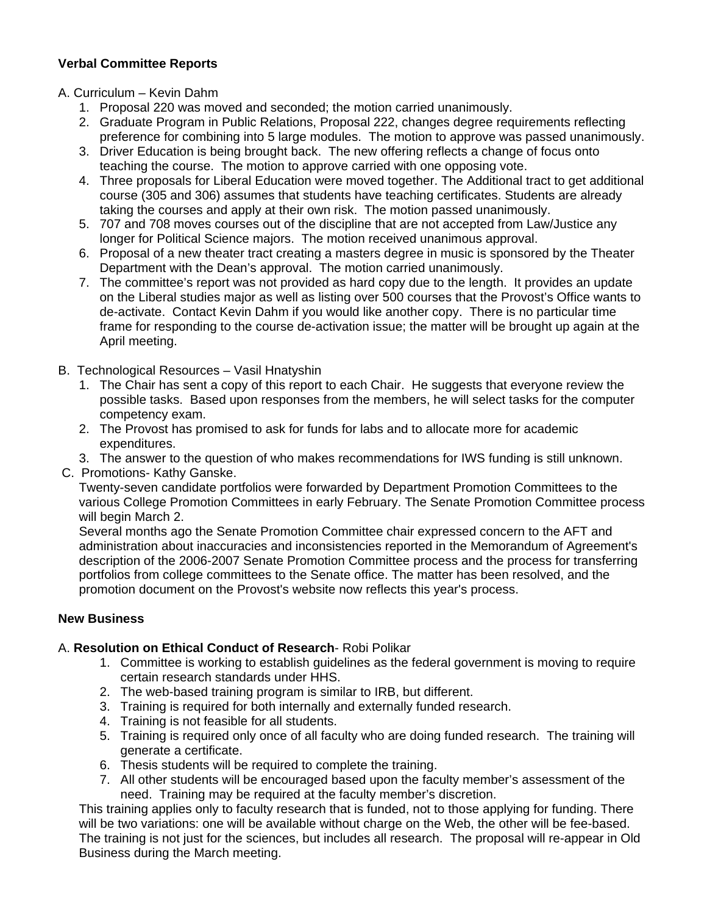**Verbal Committee Reports**

A. Curriculum – Kevin Dahm

1. Proposal 220 was moved and seconded; the motion carried unanimously.
2. Graduate Program in Public Relations, Proposal 222, changes degree requirements reflecting preference for combining into 5 large modules. The motion to approve was passed unanimously.
3. Driver Education is being brought back. The new offering reflects a change of focus onto teaching the course. The motion to approve carried with one opposing vote.
4. Three proposals for Liberal Education were moved together. The Additional tract to get additional course (305 and 306) assumes that students have teaching certificates. Students are already taking the courses and apply at their own risk. The motion passed unanimously.
5. 707 and 708 moves courses out of the discipline that are not accepted from Law/Justice any longer for Political Science majors. The motion received unanimous approval.
6. Proposal of a new theater tract creating a masters degree in music is sponsored by the Theater Department with the Dean's approval. The motion carried unanimously.
7. The committee's report was not provided as hard copy due to the length. It provides an update on the Liberal studies major as well as listing over 500 courses that the Provost's Office wants to de-activate. Contact Kevin Dahm if you would like another copy. There is no particular time frame for responding to the course de-activation issue; the matter will be brought up again at the April meeting.

B. Technological Resources – Vasil Hnatyshin

1. The Chair has sent a copy of this report to each Chair. He suggests that everyone review the possible tasks. Based upon responses from the members, he will select tasks for the computer competency exam.
2. The Provost has promised to ask for funds for labs and to allocate more for academic expenditures.
3. The answer to the question of who makes recommendations for IWS funding is still unknown.

C. Promotions- Kathy Ganske.

Twenty-seven candidate portfolios were forwarded by Department Promotion Committees to the various College Promotion Committees in early February. The Senate Promotion Committee process will begin March 2.

Several months ago the Senate Promotion Committee chair expressed concern to the AFT and administration about inaccuracies and inconsistencies reported in the Memorandum of Agreement's description of the 2006-2007 Senate Promotion Committee process and the process for transferring portfolios from college committees to the Senate office. The matter has been resolved, and the promotion document on the Provost's website now reflects this year's process.

**New Business**

A. **Resolution on Ethical Conduct of Research**- Robi Polikar

1. Committee is working to establish guidelines as the federal government is moving to require certain research standards under HHS.
2. The web-based training program is similar to IRB, but different.
3. Training is required for both internally and externally funded research.
4. Training is not feasible for all students.
5. Training is required only once of all faculty who are doing funded research. The training will generate a certificate.
6. Thesis students will be required to complete the training.
7. All other students will be encouraged based upon the faculty member's assessment of the need. Training may be required at the faculty member's discretion.

This training applies only to faculty research that is funded, not to those applying for funding. There will be two variations: one will be available without charge on the Web, the other will be fee-based. The training is not just for the sciences, but includes all research. The proposal will re-appear in Old Business during the March meeting.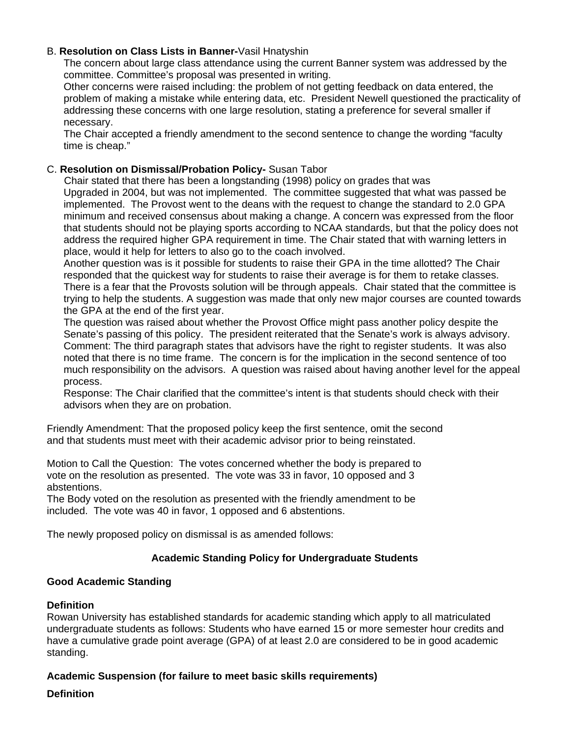B. **Resolution on Class Lists in Banner-**Vasil Hnatyshin

The concern about large class attendance using the current Banner system was addressed by the committee. Committee's proposal was presented in writing.

Other concerns were raised including: the problem of not getting feedback on data entered, the problem of making a mistake while entering data, etc. President Newell questioned the practicality of addressing these concerns with one large resolution, stating a preference for several smaller if necessary.

The Chair accepted a friendly amendment to the second sentence to change the wording "faculty time is cheap."

C. **Resolution on Dismissal/Probation Policy-** Susan Tabor

Chair stated that there has been a longstanding (1998) policy on grades that was Upgraded in 2004, but was not implemented. The committee suggested that what was passed be implemented. The Provost went to the deans with the request to change the standard to 2.0 GPA minimum and received consensus about making a change. A concern was expressed from the floor that students should not be playing sports according to NCAA standards, but that the policy does not address the required higher GPA requirement in time. The Chair stated that with warning letters in place, would it help for letters to also go to the coach involved.

Another question was is it possible for students to raise their GPA in the time allotted? The Chair responded that the quickest way for students to raise their average is for them to retake classes. There is a fear that the Provosts solution will be through appeals. Chair stated that the committee is trying to help the students. A suggestion was made that only new major courses are counted towards the GPA at the end of the first year.

The question was raised about whether the Provost Office might pass another policy despite the Senate's passing of this policy. The president reiterated that the Senate's work is always advisory.

Comment: The third paragraph states that advisors have the right to register students. It was also noted that there is no time frame. The concern is for the implication in the second sentence of too much responsibility on the advisors. A question was raised about having another level for the appeal process.

Response: The Chair clarified that the committee's intent is that students should check with their advisors when they are on probation.

Friendly Amendment: That the proposed policy keep the first sentence, omit the second and that students must meet with their academic advisor prior to being reinstated.

Motion to Call the Question: The votes concerned whether the body is prepared to vote on the resolution as presented. The vote was 33 in favor, 10 opposed and 3 abstentions.

The Body voted on the resolution as presented with the friendly amendment to be included. The vote was 40 in favor, 1 opposed and 6 abstentions.

The newly proposed policy on dismissal is as amended follows:

## Academic Standing Policy for Undergraduate Students

### Good Academic Standing

**Definition**

Rowan University has established standards for academic standing which apply to all matriculated undergraduate students as follows: Students who have earned 15 or more semester hour credits and have a cumulative grade point average (GPA) of at least 2.0 are considered to be in good academic standing.

### Academic Suspension (for failure to meet basic skills requirements)

**Definition**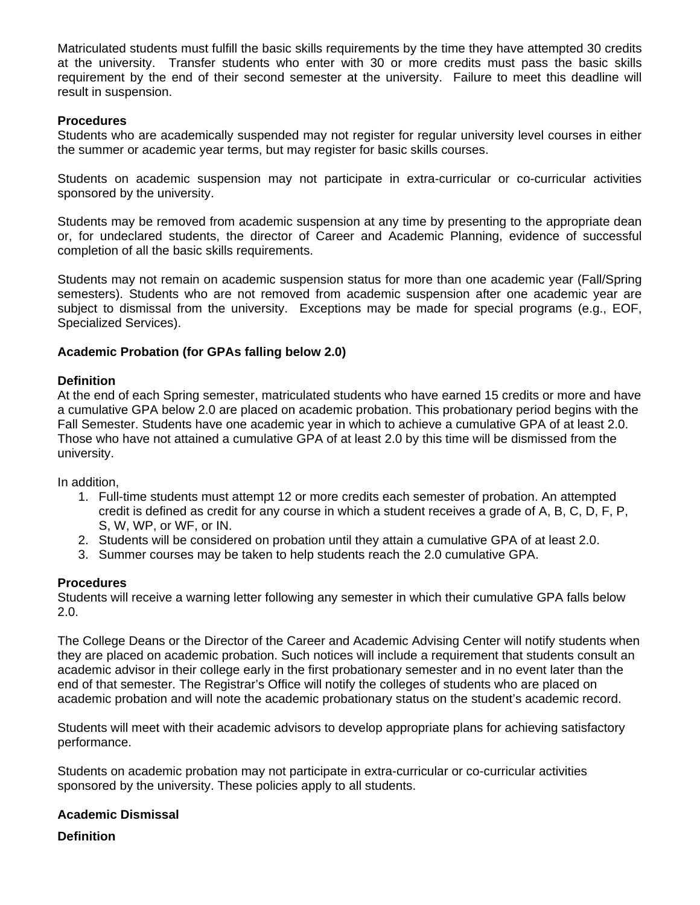Matriculated students must fulfill the basic skills requirements by the time they have attempted 30 credits at the university. Transfer students who enter with 30 or more credits must pass the basic skills requirement by the end of their second semester at the university. Failure to meet this deadline will result in suspension.

**Procedures**

Students who are academically suspended may not register for regular university level courses in either the summer or academic year terms, but may register for basic skills courses.

Students on academic suspension may not participate in extra-curricular or co-curricular activities sponsored by the university.

Students may be removed from academic suspension at any time by presenting to the appropriate dean or, for undeclared students, the director of Career and Academic Planning, evidence of successful completion of all the basic skills requirements.

Students may not remain on academic suspension status for more than one academic year (Fall/Spring semesters). Students who are not removed from academic suspension after one academic year are subject to dismissal from the university. Exceptions may be made for special programs (e.g., EOF, Specialized Services).

**Academic Probation (for GPAs falling below 2.0)**

**Definition**

At the end of each Spring semester, matriculated students who have earned 15 credits or more and have a cumulative GPA below 2.0 are placed on academic probation. This probationary period begins with the Fall Semester. Students have one academic year in which to achieve a cumulative GPA of at least 2.0. Those who have not attained a cumulative GPA of at least 2.0 by this time will be dismissed from the university.

In addition,

1. Full-time students must attempt 12 or more credits each semester of probation. An attempted credit is defined as credit for any course in which a student receives a grade of A, B, C, D, F, P, S, W, WP, or WF, or IN.
2. Students will be considered on probation until they attain a cumulative GPA of at least 2.0.
3. Summer courses may be taken to help students reach the 2.0 cumulative GPA.

**Procedures**

Students will receive a warning letter following any semester in which their cumulative GPA falls below 2.0.

The College Deans or the Director of the Career and Academic Advising Center will notify students when they are placed on academic probation. Such notices will include a requirement that students consult an academic advisor in their college early in the first probationary semester and in no event later than the end of that semester. The Registrar's Office will notify the colleges of students who are placed on academic probation and will note the academic probationary status on the student's academic record.

Students will meet with their academic advisors to develop appropriate plans for achieving satisfactory performance.

Students on academic probation may not participate in extra-curricular or co-curricular activities sponsored by the university. These policies apply to all students.

**Academic Dismissal**

**Definition**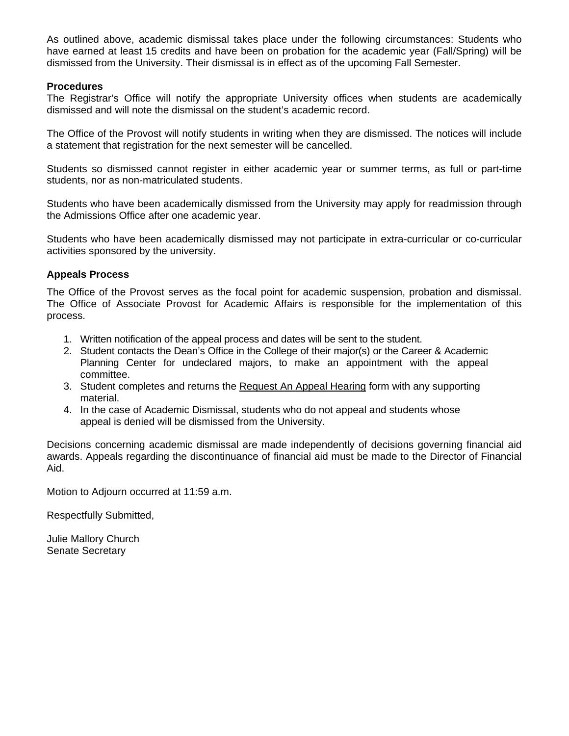As outlined above, academic dismissal takes place under the following circumstances: Students who have earned at least 15 credits and have been on probation for the academic year (Fall/Spring) will be dismissed from the University. Their dismissal is in effect as of the upcoming Fall Semester.

**Procedures**

The Registrar's Office will notify the appropriate University offices when students are academically dismissed and will note the dismissal on the student's academic record.

The Office of the Provost will notify students in writing when they are dismissed. The notices will include a statement that registration for the next semester will be cancelled.

Students so dismissed cannot register in either academic year or summer terms, as full or part-time students, nor as non-matriculated students.

Students who have been academically dismissed from the University may apply for readmission through the Admissions Office after one academic year.

Students who have been academically dismissed may not participate in extra-curricular or co-curricular activities sponsored by the university.

**Appeals Process**

The Office of the Provost serves as the focal point for academic suspension, probation and dismissal. The Office of Associate Provost for Academic Affairs is responsible for the implementation of this process.

1. Written notification of the appeal process and dates will be sent to the student.
2. Student contacts the Dean's Office in the College of their major(s) or the Career & Academic Planning Center for undeclared majors, to make an appointment with the appeal committee.
3. Student completes and returns the Request An Appeal Hearing form with any supporting material.
4. In the case of Academic Dismissal, students who do not appeal and students whose appeal is denied will be dismissed from the University.

Decisions concerning academic dismissal are made independently of decisions governing financial aid awards. Appeals regarding the discontinuance of financial aid must be made to the Director of Financial Aid.

Motion to Adjourn occurred at 11:59 a.m.

Respectfully Submitted,

Julie Mallory Church
Senate Secretary